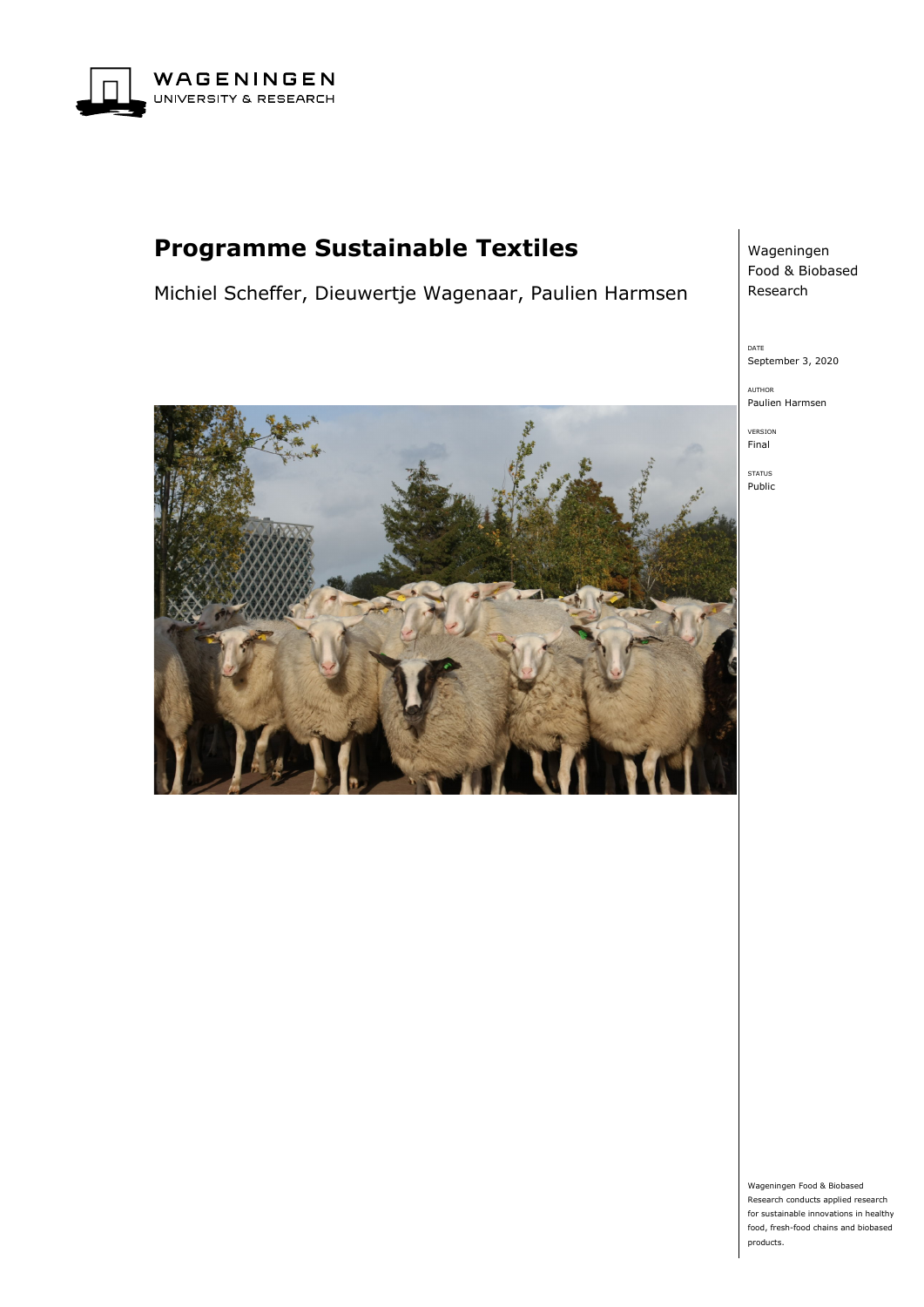WAGENINGEN
UNIVERSITY & RESEARCH

# Programme Sustainable Textiles

Michiel Scheffer, Dieuwertje Wagenaar, Paulien Harmsen

Wageningen Food & Biobased Research

DATE
September 3, 2020

AUTHOR
Paulien Harmsen

VERSION
Final

STATUS
Public

Wageningen Food & Biobased Research conducts applied research for sustainable innovations in healthy food, fresh-food chains and biobased products.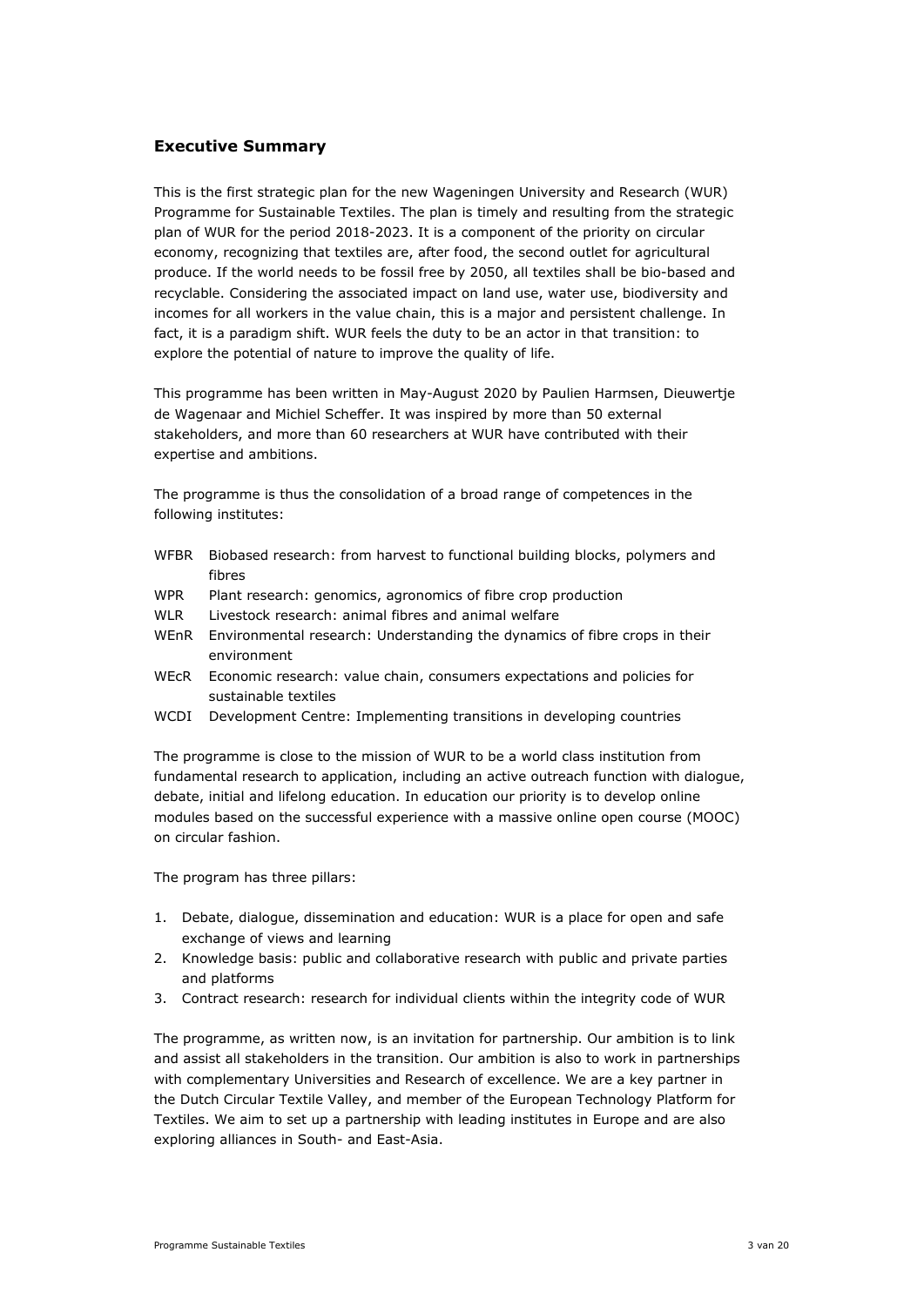## Executive Summary

This is the first strategic plan for the new Wageningen University and Research (WUR) Programme for Sustainable Textiles. The plan is timely and resulting from the strategic plan of WUR for the period 2018-2023. It is a component of the priority on circular economy, recognizing that textiles are, after food, the second outlet for agricultural produce. If the world needs to be fossil free by 2050, all textiles shall be bio-based and recyclable. Considering the associated impact on land use, water use, biodiversity and incomes for all workers in the value chain, this is a major and persistent challenge. In fact, it is a paradigm shift. WUR feels the duty to be an actor in that transition: to explore the potential of nature to improve the quality of life.

This programme has been written in May-August 2020 by Paulien Harmsen, Dieuwertje de Wagenaar and Michiel Scheffer. It was inspired by more than 50 external stakeholders, and more than 60 researchers at WUR have contributed with their expertise and ambitions.

The programme is thus the consolidation of a broad range of competences in the following institutes:

- WFBR Biobased research: from harvest to functional building blocks, polymers and fibres
- WPR Plant research: genomics, agronomics of fibre crop production
- WLR Livestock research: animal fibres and animal welfare
- WEnR Environmental research: Understanding the dynamics of fibre crops in their environment
- WEcR Economic research: value chain, consumers expectations and policies for sustainable textiles
- WCDI Development Centre: Implementing transitions in developing countries

The programme is close to the mission of WUR to be a world class institution from fundamental research to application, including an active outreach function with dialogue, debate, initial and lifelong education. In education our priority is to develop online modules based on the successful experience with a massive online open course (MOOC) on circular fashion.

The program has three pillars:

1. Debate, dialogue, dissemination and education: WUR is a place for open and safe exchange of views and learning
2. Knowledge basis: public and collaborative research with public and private parties and platforms
3. Contract research: research for individual clients within the integrity code of WUR

The programme, as written now, is an invitation for partnership. Our ambition is to link and assist all stakeholders in the transition. Our ambition is also to work in partnerships with complementary Universities and Research of excellence. We are a key partner in the Dutch Circular Textile Valley, and member of the European Technology Platform for Textiles. We aim to set up a partnership with leading institutes in Europe and are also exploring alliances in South- and East-Asia.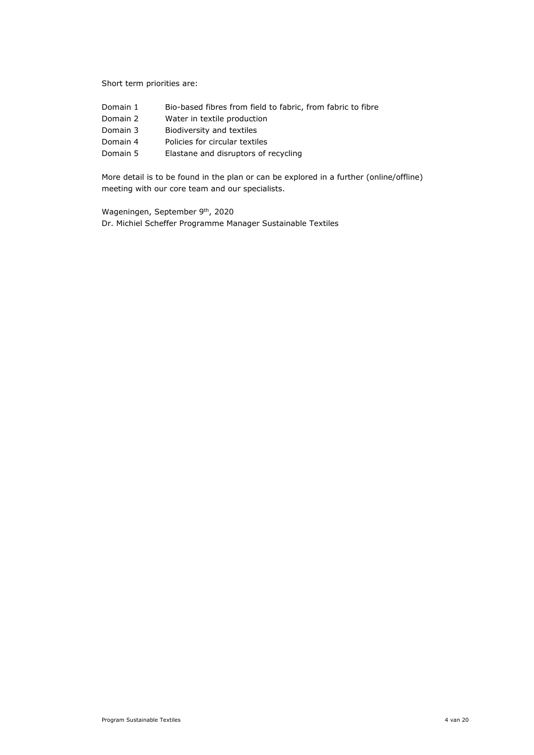Short term priorities are:

| | |
|---|---|
| Domain 1 | Bio-based fibres from field to fabric, from fabric to fibre |
| Domain 2 | Water in textile production |
| Domain 3 | Biodiversity and textiles |
| Domain 4 | Policies for circular textiles |
| Domain 5 | Elastane and disruptors of recycling |

More detail is to be found in the plan or can be explored in a further (online/offline) meeting with our core team and our specialists.

Wageningen, September 9th, 2020

Dr. Michiel Scheffer Programme Manager Sustainable Textiles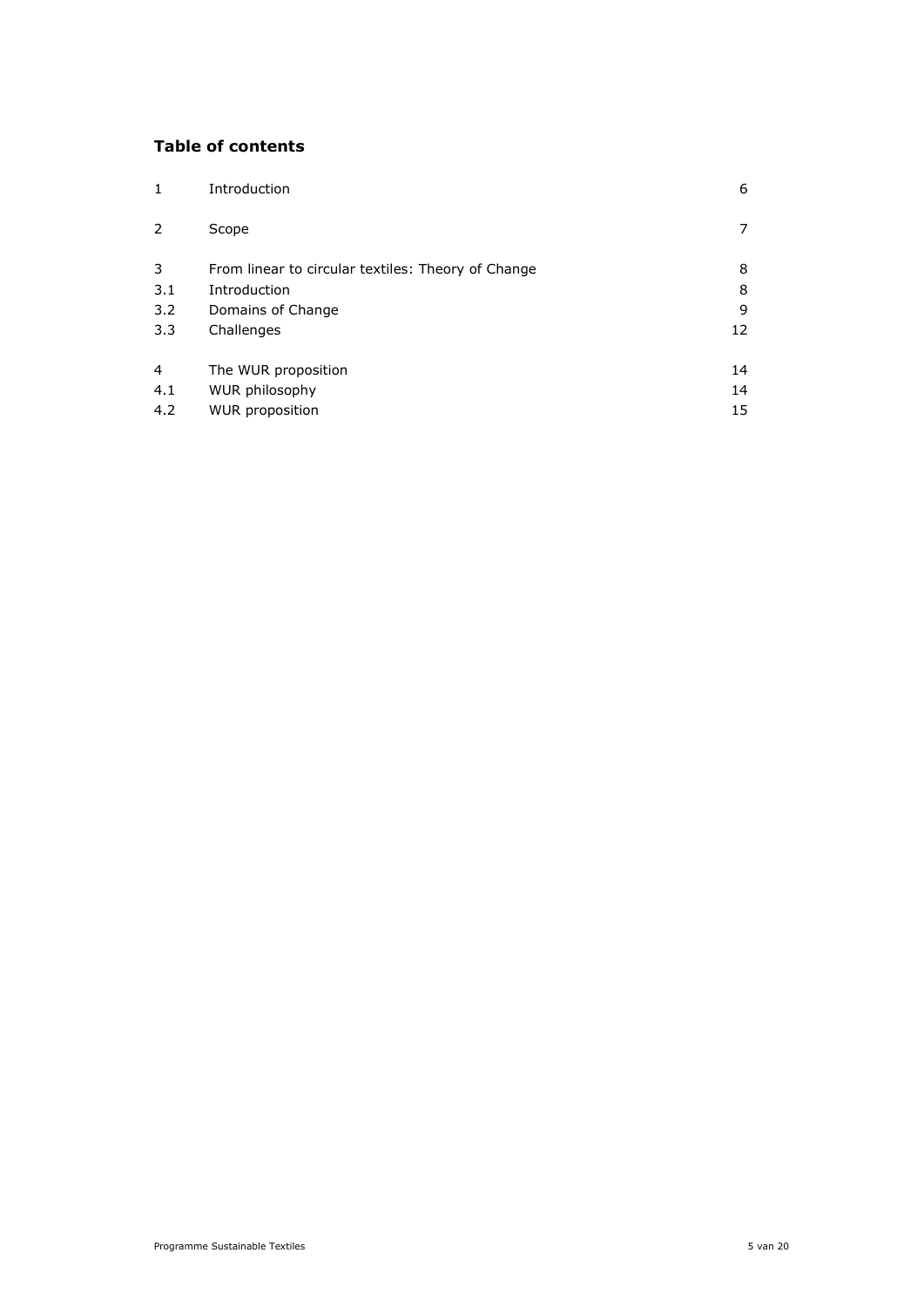# Table of contents

| | | |
|---|---|---|
| 1 | Introduction | 6 |
| 2 | Scope | 7 |
| 3 | From linear to circular textiles: Theory of Change | 8 |
| 3.1 | Introduction | 8 |
| 3.2 | Domains of Change | 9 |
| 3.3 | Challenges | 12 |
| 4 | The WUR proposition | 14 |
| 4.1 | WUR philosophy | 14 |
| 4.2 | WUR proposition | 15 |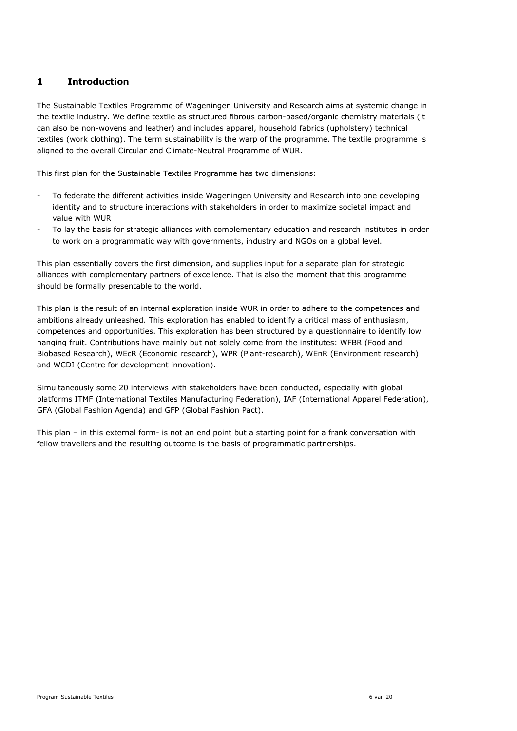# 1 Introduction

The Sustainable Textiles Programme of Wageningen University and Research aims at systemic change in the textile industry. We define textile as structured fibrous carbon-based/organic chemistry materials (it can also be non-wovens and leather) and includes apparel, household fabrics (upholstery) technical textiles (work clothing). The term sustainability is the warp of the programme. The textile programme is aligned to the overall Circular and Climate-Neutral Programme of WUR.

This first plan for the Sustainable Textiles Programme has two dimensions:

- To federate the different activities inside Wageningen University and Research into one developing identity and to structure interactions with stakeholders in order to maximize societal impact and value with WUR
- To lay the basis for strategic alliances with complementary education and research institutes in order to work on a programmatic way with governments, industry and NGOs on a global level.

This plan essentially covers the first dimension, and supplies input for a separate plan for strategic alliances with complementary partners of excellence. That is also the moment that this programme should be formally presentable to the world.

This plan is the result of an internal exploration inside WUR in order to adhere to the competences and ambitions already unleashed. This exploration has enabled to identify a critical mass of enthusiasm, competences and opportunities. This exploration has been structured by a questionnaire to identify low hanging fruit. Contributions have mainly but not solely come from the institutes: WFBR (Food and Biobased Research), WEcR (Economic research), WPR (Plant-research), WEnR (Environment research) and WCDI (Centre for development innovation).

Simultaneously some 20 interviews with stakeholders have been conducted, especially with global platforms ITMF (International Textiles Manufacturing Federation), IAF (International Apparel Federation), GFA (Global Fashion Agenda) and GFP (Global Fashion Pact).

This plan – in this external form- is not an end point but a starting point for a frank conversation with fellow travellers and the resulting outcome is the basis of programmatic partnerships.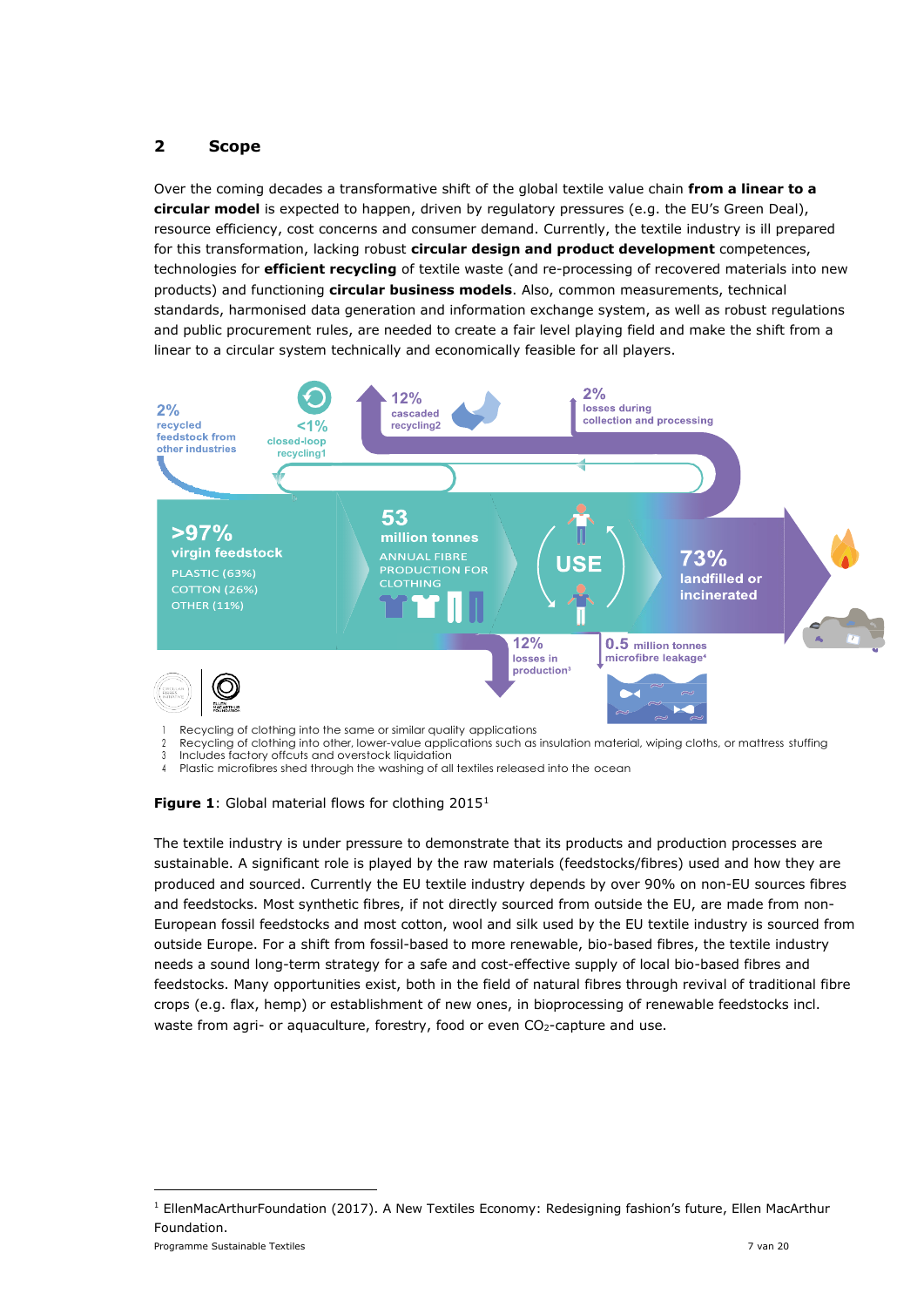## 2 Scope

Over the coming decades a transformative shift of the global textile value chain **from a linear to a circular model** is expected to happen, driven by regulatory pressures (e.g. the EU's Green Deal), resource efficiency, cost concerns and consumer demand. Currently, the textile industry is ill prepared for this transformation, lacking robust **circular design and product development** competences, technologies for **efficient recycling** of textile waste (and re-processing of recovered materials into new products) and functioning **circular business models**. Also, common measurements, technical standards, harmonised data generation and information exchange system, as well as robust regulations and public procurement rules, are needed to create a fair level playing field and make the shift from a linear to a circular system technically and economically feasible for all players.

2% recycled feedstock from other industries

<1% closed-loop recycling1

12% cascaded recycling2

2% losses during collection and processing

>97% virgin feedstock

PLASTIC (63%)

COTTON (26%)

OTHER (11%)

53 million tonnes

ANNUAL FIBRE PRODUCTION FOR CLOTHING

USE

73% landfilled or incinerated

12% losses in production3

0.5 million tonnes microfibre leakage4

1 Recycling of clothing into the same or similar quality applications
2 Recycling of clothing into other, lower-value applications such as insulation material, wiping cloths, or mattress stuffing
3 Includes factory offcuts and overstock liquidation
4 Plastic microfibres shed through the washing of all textiles released into the ocean

**Figure 1**: Global material flows for clothing 2015[1]

The textile industry is under pressure to demonstrate that its products and production processes are sustainable. A significant role is played by the raw materials (feedstocks/fibres) used and how they are produced and sourced. Currently the EU textile industry depends by over 90% on non-EU sources fibres and feedstocks. Most synthetic fibres, if not directly sourced from outside the EU, are made from non-European fossil feedstocks and most cotton, wool and silk used by the EU textile industry is sourced from outside Europe. For a shift from fossil-based to more renewable, bio-based fibres, the textile industry needs a sound long-term strategy for a safe and cost-effective supply of local bio-based fibres and feedstocks. Many opportunities exist, both in the field of natural fibres through revival of traditional fibre crops (e.g. flax, hemp) or establishment of new ones, in bioprocessing of renewable feedstocks incl. waste from agri- or aquaculture, forestry, food or even $CO_2$-capture and use.

[1] EllenMacArthurFoundation (2017). A New Textiles Economy: Redesigning fashion's future, Ellen MacArthur Foundation.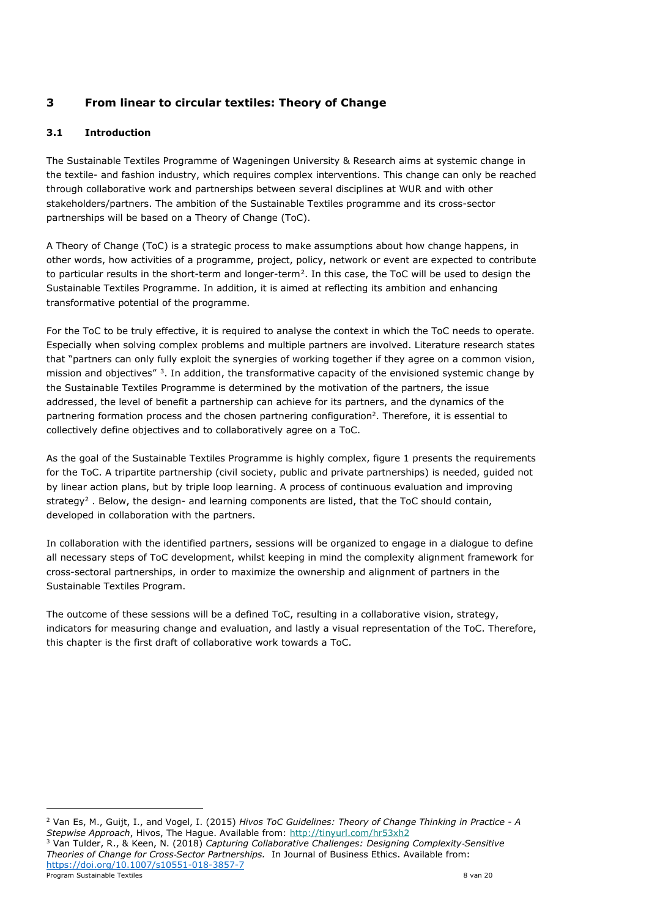## 3 From linear to circular textiles: Theory of Change

### 3.1 Introduction

The Sustainable Textiles Programme of Wageningen University & Research aims at systemic change in the textile- and fashion industry, which requires complex interventions. This change can only be reached through collaborative work and partnerships between several disciplines at WUR and with other stakeholders/partners. The ambition of the Sustainable Textiles programme and its cross-sector partnerships will be based on a Theory of Change (ToC).

A Theory of Change (ToC) is a strategic process to make assumptions about how change happens, in other words, how activities of a programme, project, policy, network or event are expected to contribute to particular results in the short-term and longer-term[2]. In this case, the ToC will be used to design the Sustainable Textiles Programme. In addition, it is aimed at reflecting its ambition and enhancing transformative potential of the programme.

For the ToC to be truly effective, it is required to analyse the context in which the ToC needs to operate. Especially when solving complex problems and multiple partners are involved. Literature research states that "partners can only fully exploit the synergies of working together if they agree on a common vision, mission and objectives" [3]. In addition, the transformative capacity of the envisioned systemic change by the Sustainable Textiles Programme is determined by the motivation of the partners, the issue addressed, the level of benefit a partnership can achieve for its partners, and the dynamics of the partnering formation process and the chosen partnering configuration[2]. Therefore, it is essential to collectively define objectives and to collaboratively agree on a ToC.

As the goal of the Sustainable Textiles Programme is highly complex, figure 1 presents the requirements for the ToC. A tripartite partnership (civil society, public and private partnerships) is needed, guided not by linear action plans, but by triple loop learning. A process of continuous evaluation and improving strategy[2] . Below, the design- and learning components are listed, that the ToC should contain, developed in collaboration with the partners.

In collaboration with the identified partners, sessions will be organized to engage in a dialogue to define all necessary steps of ToC development, whilst keeping in mind the complexity alignment framework for cross-sectoral partnerships, in order to maximize the ownership and alignment of partners in the Sustainable Textiles Program.

The outcome of these sessions will be a defined ToC, resulting in a collaborative vision, strategy, indicators for measuring change and evaluation, and lastly a visual representation of the ToC. Therefore, this chapter is the first draft of collaborative work towards a ToC.

---

[2] Van Es, M., Guijt, I., and Vogel, I. (2015) *Hivos ToC Guidelines: Theory of Change Thinking in Practice - A Stepwise Approach*, Hivos, The Hague. Available from: http://tinyurl.com/hr53xh2

[3] Van Tulder, R., & Keen, N. (2018) *Capturing Collaborative Challenges: Designing Complexity-Sensitive Theories of Change for Cross-Sector Partnerships.* In Journal of Business Ethics. Available from: https://doi.org/10.1007/s10551-018-3857-7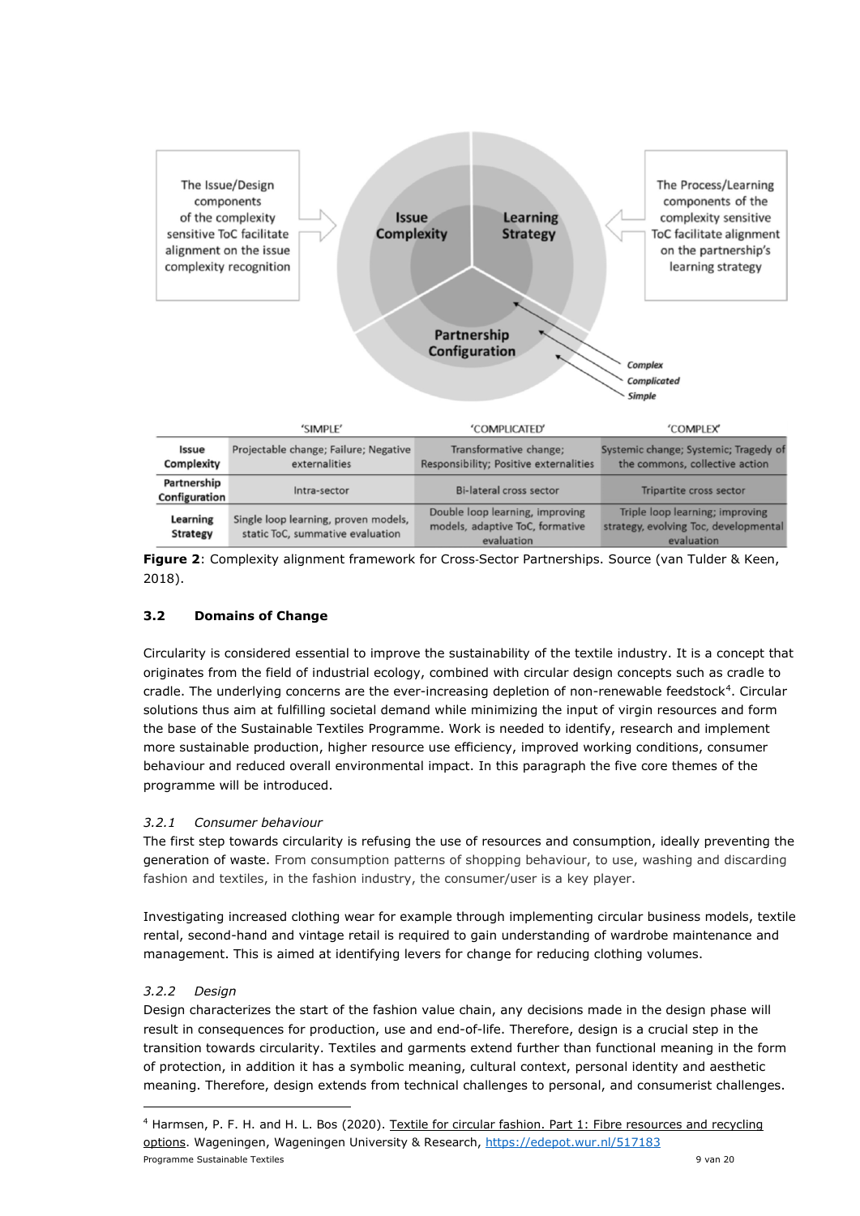The Issue/Design components of the complexity sensitive ToC facilitate alignment on the issue complexity recognition

Issue Complexity

Learning Strategy

Partnership Configuration

The Process/Learning components of the complexity sensitive ToC facilitate alignment on the partnership's learning strategy

Complex

Complicated

Simple

| | 'SIMPLE' | 'COMPLICATED' | 'COMPLEX' |
|---|---|---|---|
| Issue Complexity | Projectable change; Failure; Negative externalities | Transformative change; Responsibility; Positive externalities | Systemic change; Systemic; Tragedy of the commons, collective action |
| Partnership Configuration | Intra-sector | Bi-lateral cross sector | Tripartite cross sector |
| Learning Strategy | Single loop learning, proven models, static ToC, summative evaluation | Double loop learning, improving models, adaptive ToC, formative evaluation | Triple loop learning; improving strategy, evolving Toc, developmental evaluation |

**Figure 2**: Complexity alignment framework for Cross-Sector Partnerships. Source (van Tulder & Keen, 2018).

### 3.2 Domains of Change

Circularity is considered essential to improve the sustainability of the textile industry. It is a concept that originates from the field of industrial ecology, combined with circular design concepts such as cradle to cradle. The underlying concerns are the ever-increasing depletion of non-renewable feedstock[4]. Circular solutions thus aim at fulfilling societal demand while minimizing the input of virgin resources and form the base of the Sustainable Textiles Programme. Work is needed to identify, research and implement more sustainable production, higher resource use efficiency, improved working conditions, consumer behaviour and reduced overall environmental impact. In this paragraph the five core themes of the programme will be introduced.

#### *3.2.1 Consumer behaviour*

The first step towards circularity is refusing the use of resources and consumption, ideally preventing the generation of waste. From consumption patterns of shopping behaviour, to use, washing and discarding fashion and textiles, in the fashion industry, the consumer/user is a key player.

Investigating increased clothing wear for example through implementing circular business models, textile rental, second-hand and vintage retail is required to gain understanding of wardrobe maintenance and management. This is aimed at identifying levers for change for reducing clothing volumes.

#### *3.2.2 Design*

Design characterizes the start of the fashion value chain, any decisions made in the design phase will result in consequences for production, use and end-of-life. Therefore, design is a crucial step in the transition towards circularity. Textiles and garments extend further than functional meaning in the form of protection, in addition it has a symbolic meaning, cultural context, personal identity and aesthetic meaning. Therefore, design extends from technical challenges to personal, and consumerist challenges.

[4] Harmsen, P. F. H. and H. L. Bos (2020). Textile for circular fashion. Part 1: Fibre resources and recycling options. Wageningen, Wageningen University & Research, https://edepot.wur.nl/517183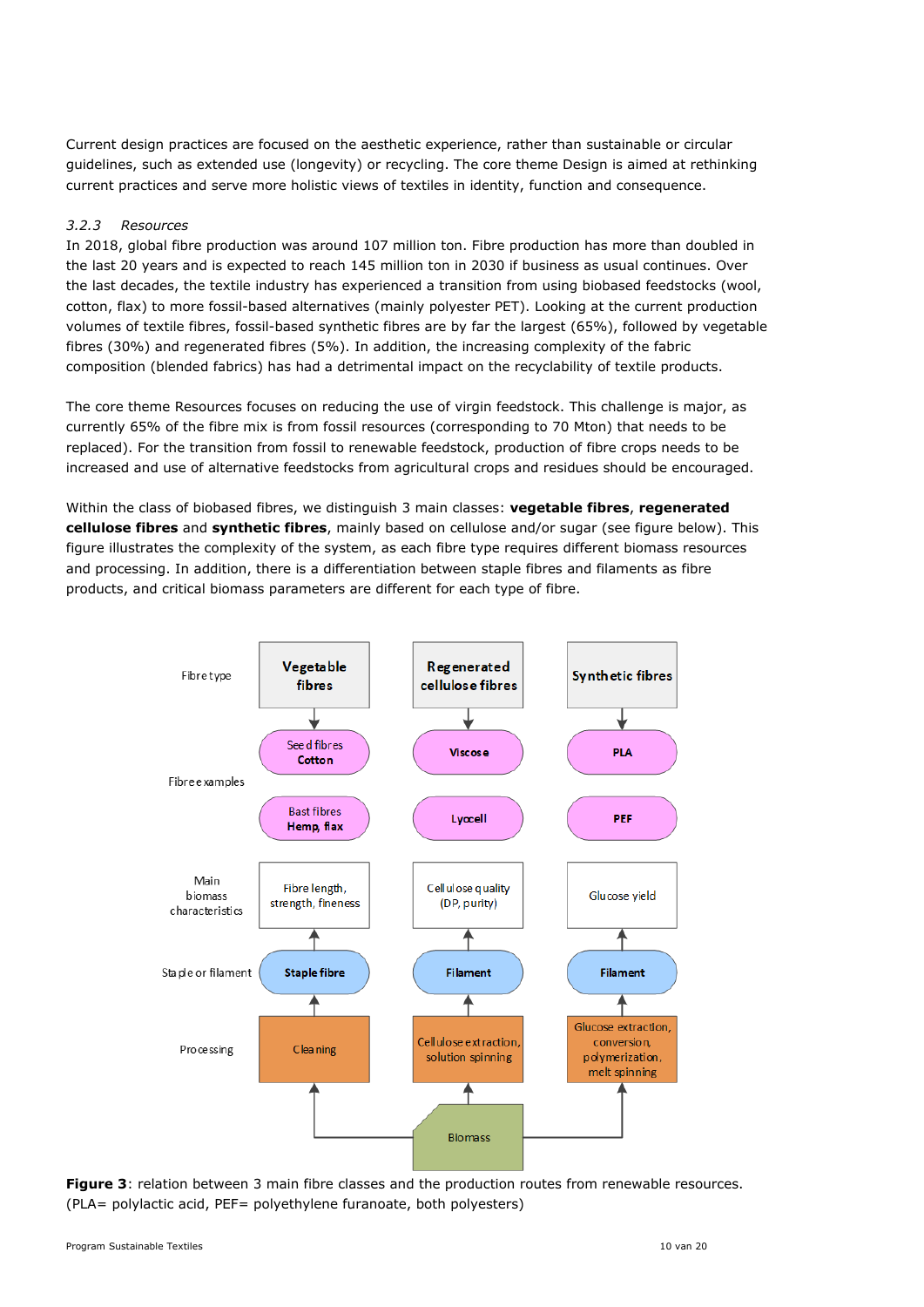Current design practices are focused on the aesthetic experience, rather than sustainable or circular guidelines, such as extended use (longevity) or recycling. The core theme Design is aimed at rethinking current practices and serve more holistic views of textiles in identity, function and consequence.

### *3.2.3 Resources*

In 2018, global fibre production was around 107 million ton. Fibre production has more than doubled in the last 20 years and is expected to reach 145 million ton in 2030 if business as usual continues. Over the last decades, the textile industry has experienced a transition from using biobased feedstocks (wool, cotton, flax) to more fossil-based alternatives (mainly polyester PET). Looking at the current production volumes of textile fibres, fossil-based synthetic fibres are by far the largest (65%), followed by vegetable fibres (30%) and regenerated fibres (5%). In addition, the increasing complexity of the fabric composition (blended fabrics) has had a detrimental impact on the recyclability of textile products.

The core theme Resources focuses on reducing the use of virgin feedstock. This challenge is major, as currently 65% of the fibre mix is from fossil resources (corresponding to 70 Mton) that needs to be replaced). For the transition from fossil to renewable feedstock, production of fibre crops needs to be increased and use of alternative feedstocks from agricultural crops and residues should be encouraged.

Within the class of biobased fibres, we distinguish 3 main classes: **vegetable fibres**, **regenerated cellulose fibres** and **synthetic fibres**, mainly based on cellulose and/or sugar (see figure below). This figure illustrates the complexity of the system, as each fibre type requires different biomass resources and processing. In addition, there is a differentiation between staple fibres and filaments as fibre products, and critical biomass parameters are different for each type of fibre.

Fibre type
Vegetable fibres
Regenerated cellulose fibres
Synthetic fibres

Fibre examples
Seed fibres Cotton
Viscose
PLA
Bast fibres Hemp, flax
Lyocell
PEF

Main biomass characteristics
Fibre length, strength, fineness
Cellulose quality (DP, purity)
Glucose yield

Staple or filament
Staple fibre
Filament
Filament

Processing
Cleaning
Cellulose extraction, solution spinning
Glucose extraction, conversion, polymerization, melt spinning

Biomass

**Figure 3**: relation between 3 main fibre classes and the production routes from renewable resources. (PLA= polylactic acid, PEF= polyethylene furanoate, both polyesters)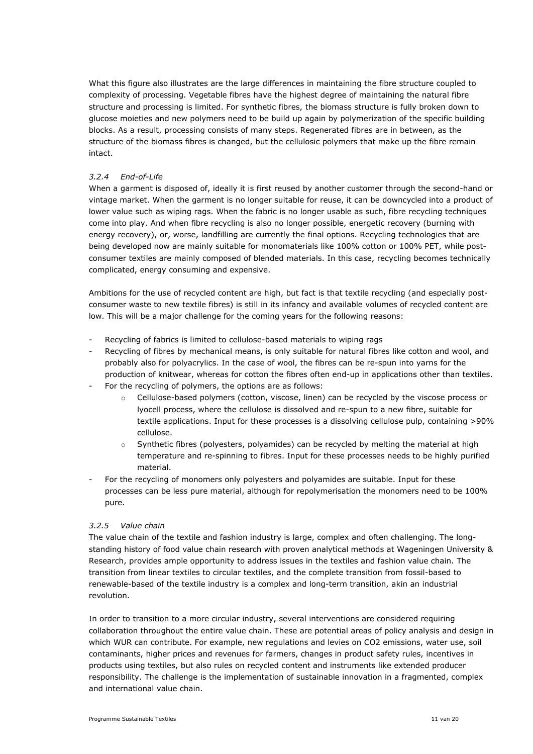What this figure also illustrates are the large differences in maintaining the fibre structure coupled to complexity of processing. Vegetable fibres have the highest degree of maintaining the natural fibre structure and processing is limited. For synthetic fibres, the biomass structure is fully broken down to glucose moieties and new polymers need to be build up again by polymerization of the specific building blocks. As a result, processing consists of many steps. Regenerated fibres are in between, as the structure of the biomass fibres is changed, but the cellulosic polymers that make up the fibre remain intact.

### *3.2.4 End-of-Life*

When a garment is disposed of, ideally it is first reused by another customer through the second-hand or vintage market. When the garment is no longer suitable for reuse, it can be downcycled into a product of lower value such as wiping rags. When the fabric is no longer usable as such, fibre recycling techniques come into play. And when fibre recycling is also no longer possible, energetic recovery (burning with energy recovery), or, worse, landfilling are currently the final options. Recycling technologies that are being developed now are mainly suitable for monomaterials like 100% cotton or 100% PET, while post-consumer textiles are mainly composed of blended materials. In this case, recycling becomes technically complicated, energy consuming and expensive.

Ambitions for the use of recycled content are high, but fact is that textile recycling (and especially post-consumer waste to new textile fibres) is still in its infancy and available volumes of recycled content are low. This will be a major challenge for the coming years for the following reasons:

- Recycling of fabrics is limited to cellulose-based materials to wiping rags
- Recycling of fibres by mechanical means, is only suitable for natural fibres like cotton and wool, and probably also for polyacrylics. In the case of wool, the fibres can be re-spun into yarns for the production of knitwear, whereas for cotton the fibres often end-up in applications other than textiles.
- For the recycling of polymers, the options are as follows:
  - Cellulose-based polymers (cotton, viscose, linen) can be recycled by the viscose process or lyocell process, where the cellulose is dissolved and re-spun to a new fibre, suitable for textile applications. Input for these processes is a dissolving cellulose pulp, containing >90% cellulose.
  - Synthetic fibres (polyesters, polyamides) can be recycled by melting the material at high temperature and re-spinning to fibres. Input for these processes needs to be highly purified material.
- For the recycling of monomers only polyesters and polyamides are suitable. Input for these processes can be less pure material, although for repolymerisation the monomers need to be 100% pure.

### *3.2.5 Value chain*

The value chain of the textile and fashion industry is large, complex and often challenging. The long-standing history of food value chain research with proven analytical methods at Wageningen University & Research, provides ample opportunity to address issues in the textiles and fashion value chain. The transition from linear textiles to circular textiles, and the complete transition from fossil-based to renewable-based of the textile industry is a complex and long-term transition, akin an industrial revolution.

In order to transition to a more circular industry, several interventions are considered requiring collaboration throughout the entire value chain. These are potential areas of policy analysis and design in which WUR can contribute. For example, new regulations and levies on $CO_2$ emissions, water use, soil contaminants, higher prices and revenues for farmers, changes in product safety rules, incentives in products using textiles, but also rules on recycled content and instruments like extended producer responsibility. The challenge is the implementation of sustainable innovation in a fragmented, complex and international value chain.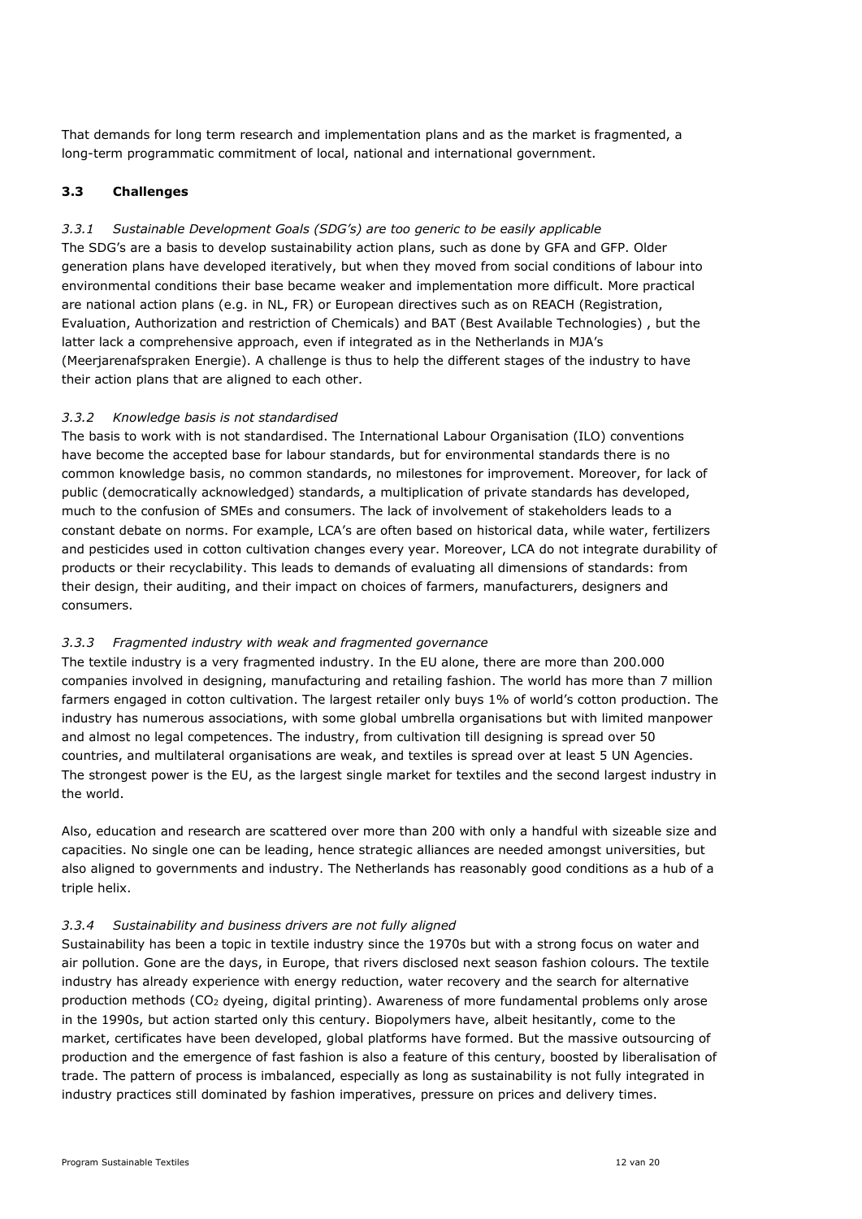That demands for long term research and implementation plans and as the market is fragmented, a long-term programmatic commitment of local, national and international government.

### 3.3 Challenges

#### *3.3.1 Sustainable Development Goals (SDG's) are too generic to be easily applicable*

The SDG's are a basis to develop sustainability action plans, such as done by GFA and GFP. Older generation plans have developed iteratively, but when they moved from social conditions of labour into environmental conditions their base became weaker and implementation more difficult. More practical are national action plans (e.g. in NL, FR) or European directives such as on REACH (Registration, Evaluation, Authorization and restriction of Chemicals) and BAT (Best Available Technologies) , but the latter lack a comprehensive approach, even if integrated as in the Netherlands in MJA's (Meerjarenafspraken Energie). A challenge is thus to help the different stages of the industry to have their action plans that are aligned to each other.

#### *3.3.2 Knowledge basis is not standardised*

The basis to work with is not standardised. The International Labour Organisation (ILO) conventions have become the accepted base for labour standards, but for environmental standards there is no common knowledge basis, no common standards, no milestones for improvement. Moreover, for lack of public (democratically acknowledged) standards, a multiplication of private standards has developed, much to the confusion of SMEs and consumers. The lack of involvement of stakeholders leads to a constant debate on norms. For example, LCA's are often based on historical data, while water, fertilizers and pesticides used in cotton cultivation changes every year. Moreover, LCA do not integrate durability of products or their recyclability. This leads to demands of evaluating all dimensions of standards: from their design, their auditing, and their impact on choices of farmers, manufacturers, designers and consumers.

#### *3.3.3 Fragmented industry with weak and fragmented governance*

The textile industry is a very fragmented industry. In the EU alone, there are more than 200.000 companies involved in designing, manufacturing and retailing fashion. The world has more than 7 million farmers engaged in cotton cultivation. The largest retailer only buys 1% of world's cotton production. The industry has numerous associations, with some global umbrella organisations but with limited manpower and almost no legal competences. The industry, from cultivation till designing is spread over 50 countries, and multilateral organisations are weak, and textiles is spread over at least 5 UN Agencies. The strongest power is the EU, as the largest single market for textiles and the second largest industry in the world.

Also, education and research are scattered over more than 200 with only a handful with sizeable size and capacities. No single one can be leading, hence strategic alliances are needed amongst universities, but also aligned to governments and industry. The Netherlands has reasonably good conditions as a hub of a triple helix.

#### *3.3.4 Sustainability and business drivers are not fully aligned*

Sustainability has been a topic in textile industry since the 1970s but with a strong focus on water and air pollution. Gone are the days, in Europe, that rivers disclosed next season fashion colours. The textile industry has already experience with energy reduction, water recovery and the search for alternative production methods ($CO_2$ dyeing, digital printing). Awareness of more fundamental problems only arose in the 1990s, but action started only this century. Biopolymers have, albeit hesitantly, come to the market, certificates have been developed, global platforms have formed. But the massive outsourcing of production and the emergence of fast fashion is also a feature of this century, boosted by liberalisation of trade. The pattern of process is imbalanced, especially as long as sustainability is not fully integrated in industry practices still dominated by fashion imperatives, pressure on prices and delivery times.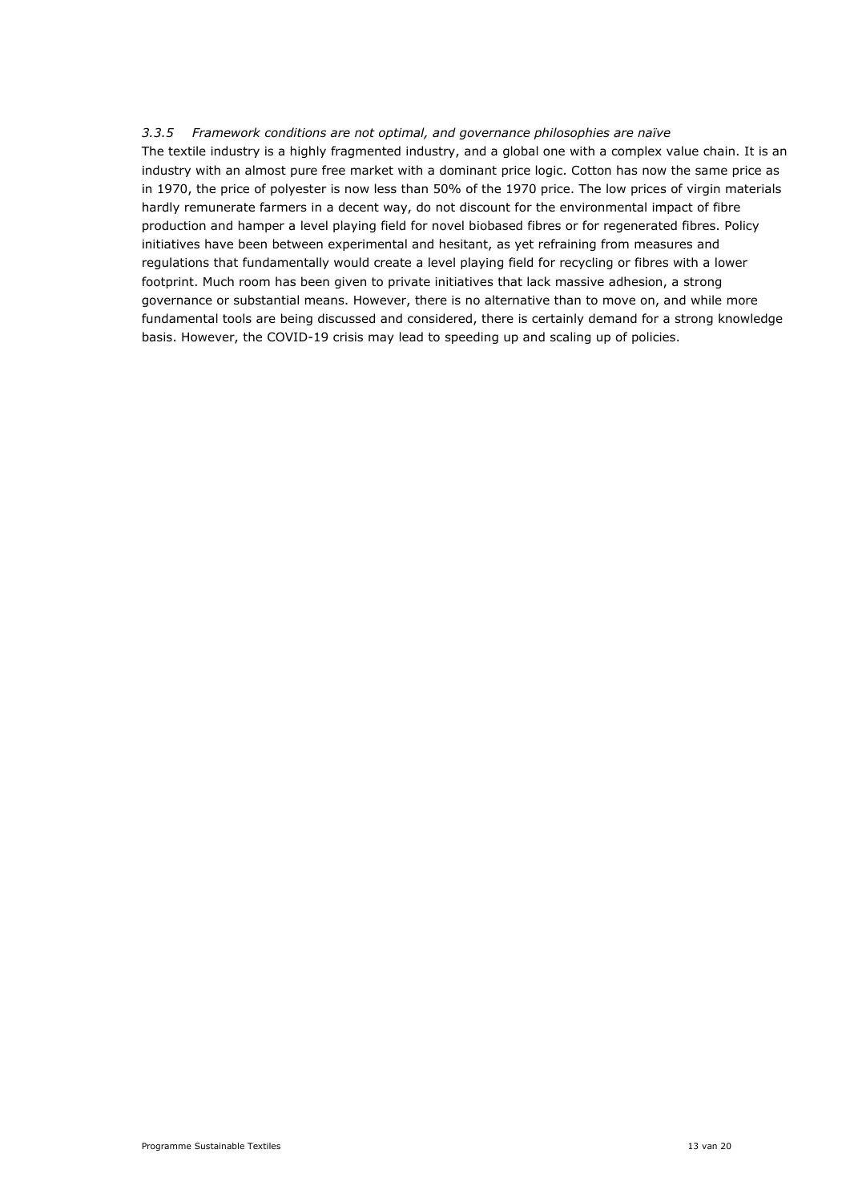#### *3.3.5 Framework conditions are not optimal, and governance philosophies are naïve*

The textile industry is a highly fragmented industry, and a global one with a complex value chain. It is an industry with an almost pure free market with a dominant price logic. Cotton has now the same price as in 1970, the price of polyester is now less than 50% of the 1970 price. The low prices of virgin materials hardly remunerate farmers in a decent way, do not discount for the environmental impact of fibre production and hamper a level playing field for novel biobased fibres or for regenerated fibres. Policy initiatives have been between experimental and hesitant, as yet refraining from measures and regulations that fundamentally would create a level playing field for recycling or fibres with a lower footprint. Much room has been given to private initiatives that lack massive adhesion, a strong governance or substantial means. However, there is no alternative than to move on, and while more fundamental tools are being discussed and considered, there is certainly demand for a strong knowledge basis. However, the COVID-19 crisis may lead to speeding up and scaling up of policies.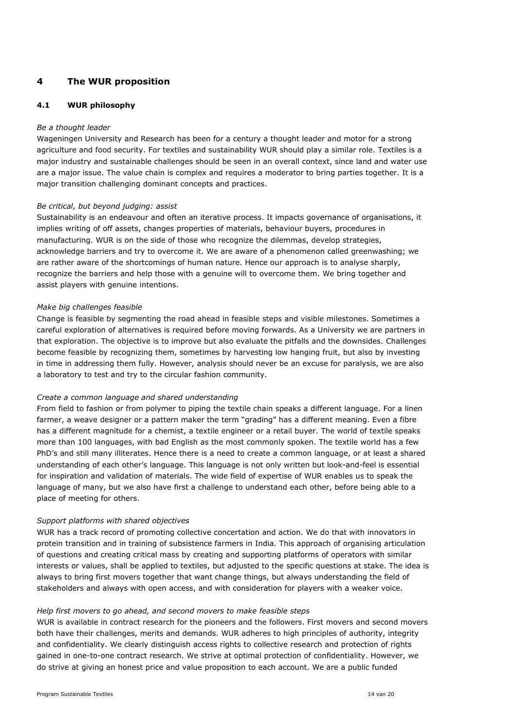# 4 The WUR proposition

## 4.1 WUR philosophy

*Be a thought leader*

Wageningen University and Research has been for a century a thought leader and motor for a strong agriculture and food security. For textiles and sustainability WUR should play a similar role. Textiles is a major industry and sustainable challenges should be seen in an overall context, since land and water use are a major issue. The value chain is complex and requires a moderator to bring parties together. It is a major transition challenging dominant concepts and practices.

*Be critical, but beyond judging: assist*

Sustainability is an endeavour and often an iterative process. It impacts governance of organisations, it implies writing of off assets, changes properties of materials, behaviour buyers, procedures in manufacturing. WUR is on the side of those who recognize the dilemmas, develop strategies, acknowledge barriers and try to overcome it. We are aware of a phenomenon called greenwashing; we are rather aware of the shortcomings of human nature. Hence our approach is to analyse sharply, recognize the barriers and help those with a genuine will to overcome them. We bring together and assist players with genuine intentions.

*Make big challenges feasible*

Change is feasible by segmenting the road ahead in feasible steps and visible milestones. Sometimes a careful exploration of alternatives is required before moving forwards. As a University we are partners in that exploration. The objective is to improve but also evaluate the pitfalls and the downsides. Challenges become feasible by recognizing them, sometimes by harvesting low hanging fruit, but also by investing in time in addressing them fully. However, analysis should never be an excuse for paralysis, we are also a laboratory to test and try to the circular fashion community.

*Create a common language and shared understanding*

From field to fashion or from polymer to piping the textile chain speaks a different language. For a linen farmer, a weave designer or a pattern maker the term "grading" has a different meaning. Even a fibre has a different magnitude for a chemist, a textile engineer or a retail buyer. The world of textile speaks more than 100 languages, with bad English as the most commonly spoken. The textile world has a few PhD's and still many illiterates. Hence there is a need to create a common language, or at least a shared understanding of each other's language. This language is not only written but look-and-feel is essential for inspiration and validation of materials. The wide field of expertise of WUR enables us to speak the language of many, but we also have first a challenge to understand each other, before being able to a place of meeting for others.

*Support platforms with shared objectives*

WUR has a track record of promoting collective concertation and action. We do that with innovators in protein transition and in training of subsistence farmers in India. This approach of organising articulation of questions and creating critical mass by creating and supporting platforms of operators with similar interests or values, shall be applied to textiles, but adjusted to the specific questions at stake. The idea is always to bring first movers together that want change things, but always understanding the field of stakeholders and always with open access, and with consideration for players with a weaker voice.

*Help first movers to go ahead, and second movers to make feasible steps*

WUR is available in contract research for the pioneers and the followers. First movers and second movers both have their challenges, merits and demands. WUR adheres to high principles of authority, integrity and confidentiality. We clearly distinguish access rights to collective research and protection of rights gained in one-to-one contract research. We strive at optimal protection of confidentiality. However, we do strive at giving an honest price and value proposition to each account. We are a public funded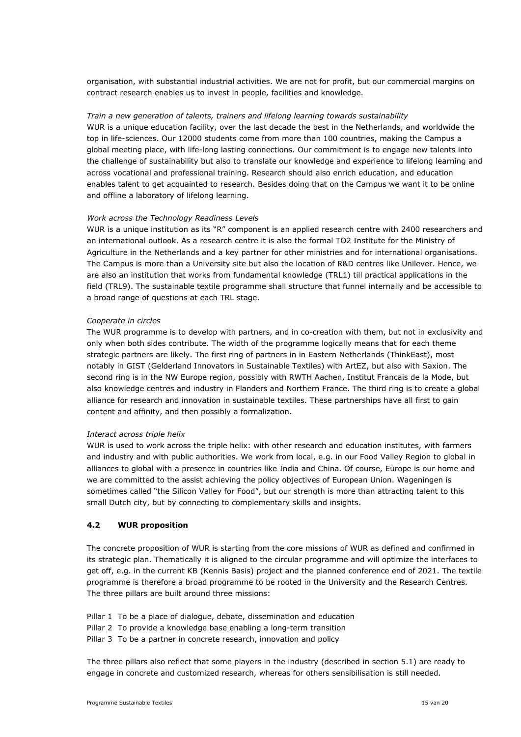organisation, with substantial industrial activities. We are not for profit, but our commercial margins on contract research enables us to invest in people, facilities and knowledge.

*Train a new generation of talents, trainers and lifelong learning towards sustainability*

WUR is a unique education facility, over the last decade the best in the Netherlands, and worldwide the top in life-sciences. Our 12000 students come from more than 100 countries, making the Campus a global meeting place, with life-long lasting connections. Our commitment is to engage new talents into the challenge of sustainability but also to translate our knowledge and experience to lifelong learning and across vocational and professional training. Research should also enrich education, and education enables talent to get acquainted to research. Besides doing that on the Campus we want it to be online and offline a laboratory of lifelong learning.

*Work across the Technology Readiness Levels*

WUR is a unique institution as its "R" component is an applied research centre with 2400 researchers and an international outlook. As a research centre it is also the formal TO2 Institute for the Ministry of Agriculture in the Netherlands and a key partner for other ministries and for international organisations. The Campus is more than a University site but also the location of R&D centres like Unilever. Hence, we are also an institution that works from fundamental knowledge (TRL1) till practical applications in the field (TRL9). The sustainable textile programme shall structure that funnel internally and be accessible to a broad range of questions at each TRL stage.

*Cooperate in circles*

The WUR programme is to develop with partners, and in co-creation with them, but not in exclusivity and only when both sides contribute. The width of the programme logically means that for each theme strategic partners are likely. The first ring of partners in in Eastern Netherlands (ThinkEast), most notably in GIST (Gelderland Innovators in Sustainable Textiles) with ArtEZ, but also with Saxion. The second ring is in the NW Europe region, possibly with RWTH Aachen, Institut Francais de la Mode, but also knowledge centres and industry in Flanders and Northern France. The third ring is to create a global alliance for research and innovation in sustainable textiles. These partnerships have all first to gain content and affinity, and then possibly a formalization.

*Interact across triple helix*

WUR is used to work across the triple helix: with other research and education institutes, with farmers and industry and with public authorities. We work from local, e.g. in our Food Valley Region to global in alliances to global with a presence in countries like India and China. Of course, Europe is our home and we are committed to the assist achieving the policy objectives of European Union. Wageningen is sometimes called "the Silicon Valley for Food", but our strength is more than attracting talent to this small Dutch city, but by connecting to complementary skills and insights.

### 4.2 WUR proposition

The concrete proposition of WUR is starting from the core missions of WUR as defined and confirmed in its strategic plan. Thematically it is aligned to the circular programme and will optimize the interfaces to get off, e.g. in the current KB (Kennis Basis) project and the planned conference end of 2021. The textile programme is therefore a broad programme to be rooted in the University and the Research Centres. The three pillars are built around three missions:

Pillar 1 To be a place of dialogue, debate, dissemination and education
Pillar 2 To provide a knowledge base enabling a long-term transition
Pillar 3 To be a partner in concrete research, innovation and policy

The three pillars also reflect that some players in the industry (described in section 5.1) are ready to engage in concrete and customized research, whereas for others sensibilisation is still needed.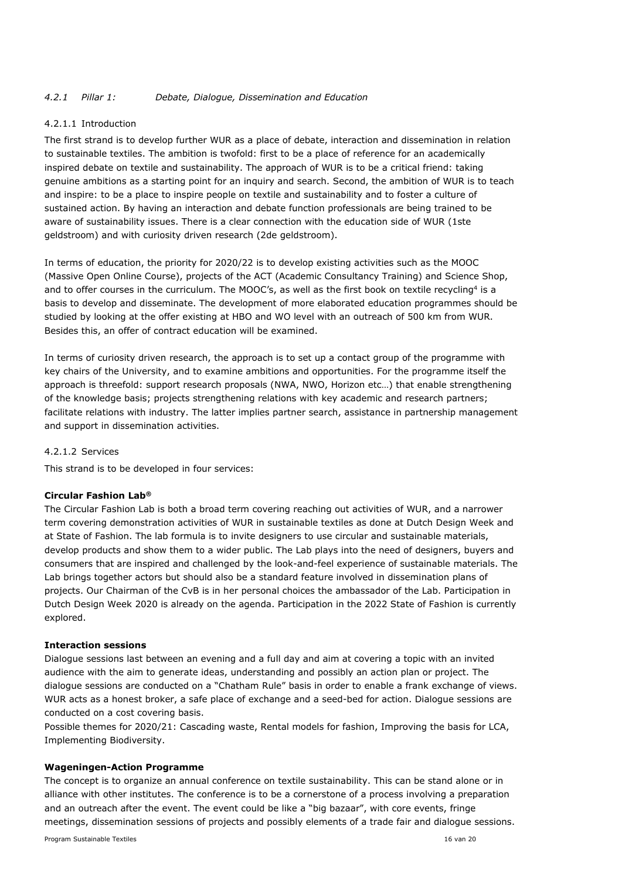### *4.2.1 Pillar 1: Debate, Dialogue, Dissemination and Education*

#### 4.2.1.1 Introduction

The first strand is to develop further WUR as a place of debate, interaction and dissemination in relation to sustainable textiles. The ambition is twofold: first to be a place of reference for an academically inspired debate on textile and sustainability. The approach of WUR is to be a critical friend: taking genuine ambitions as a starting point for an inquiry and search. Second, the ambition of WUR is to teach and inspire: to be a place to inspire people on textile and sustainability and to foster a culture of sustained action. By having an interaction and debate function professionals are being trained to be aware of sustainability issues. There is a clear connection with the education side of WUR (1ste geldstroom) and with curiosity driven research (2de geldstroom).

In terms of education, the priority for 2020/22 is to develop existing activities such as the MOOC (Massive Open Online Course), projects of the ACT (Academic Consultancy Training) and Science Shop, and to offer courses in the curriculum. The MOOC's, as well as the first book on textile recycling[4] is a basis to develop and disseminate. The development of more elaborated education programmes should be studied by looking at the offer existing at HBO and WO level with an outreach of 500 km from WUR. Besides this, an offer of contract education will be examined.

In terms of curiosity driven research, the approach is to set up a contact group of the programme with key chairs of the University, and to examine ambitions and opportunities. For the programme itself the approach is threefold: support research proposals (NWA, NWO, Horizon etc…) that enable strengthening of the knowledge basis; projects strengthening relations with key academic and research partners; facilitate relations with industry. The latter implies partner search, assistance in partnership management and support in dissemination activities.

#### 4.2.1.2 Services

This strand is to be developed in four services:

**Circular Fashion Lab®**
The Circular Fashion Lab is both a broad term covering reaching out activities of WUR, and a narrower term covering demonstration activities of WUR in sustainable textiles as done at Dutch Design Week and at State of Fashion. The lab formula is to invite designers to use circular and sustainable materials, develop products and show them to a wider public. The Lab plays into the need of designers, buyers and consumers that are inspired and challenged by the look-and-feel experience of sustainable materials. The Lab brings together actors but should also be a standard feature involved in dissemination plans of projects. Our Chairman of the CvB is in her personal choices the ambassador of the Lab. Participation in Dutch Design Week 2020 is already on the agenda. Participation in the 2022 State of Fashion is currently explored.

**Interaction sessions**
Dialogue sessions last between an evening and a full day and aim at covering a topic with an invited audience with the aim to generate ideas, understanding and possibly an action plan or project. The dialogue sessions are conducted on a "Chatham Rule" basis in order to enable a frank exchange of views. WUR acts as a honest broker, a safe place of exchange and a seed-bed for action. Dialogue sessions are conducted on a cost covering basis.
Possible themes for 2020/21: Cascading waste, Rental models for fashion, Improving the basis for LCA, Implementing Biodiversity.

**Wageningen-Action Programme**
The concept is to organize an annual conference on textile sustainability. This can be stand alone or in alliance with other institutes. The conference is to be a cornerstone of a process involving a preparation and an outreach after the event. The event could be like a "big bazaar", with core events, fringe meetings, dissemination sessions of projects and possibly elements of a trade fair and dialogue sessions.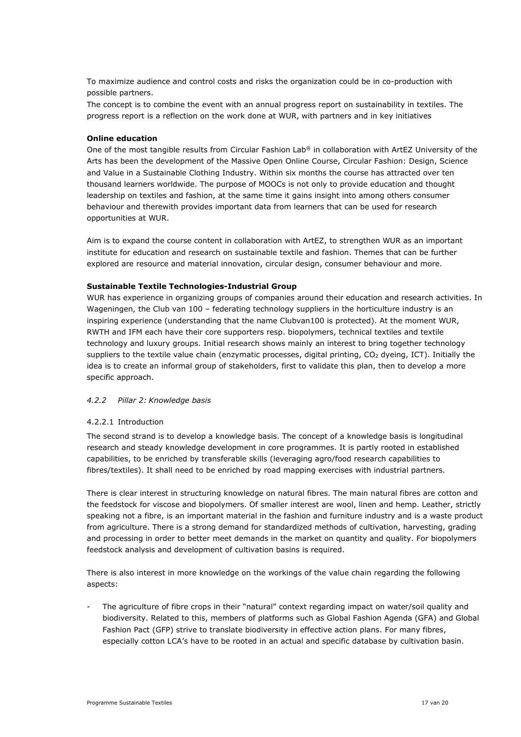To maximize audience and control costs and risks the organization could be in co-production with possible partners.

The concept is to combine the event with an annual progress report on sustainability in textiles. The progress report is a reflection on the work done at WUR, with partners and in key initiatives

**Online education**

One of the most tangible results from Circular Fashion Lab® in collaboration with ArtEZ University of the Arts has been the development of the Massive Open Online Course, Circular Fashion: Design, Science and Value in a Sustainable Clothing Industry. Within six months the course has attracted over ten thousand learners worldwide. The purpose of MOOCs is not only to provide education and thought leadership on textiles and fashion, at the same time it gains insight into among others consumer behaviour and therewith provides important data from learners that can be used for research opportunities at WUR.

Aim is to expand the course content in collaboration with ArtEZ, to strengthen WUR as an important institute for education and research on sustainable textile and fashion. Themes that can be further explored are resource and material innovation, circular design, consumer behaviour and more.

**Sustainable Textile Technologies-Industrial Group**

WUR has experience in organizing groups of companies around their education and research activities. In Wageningen, the Club van 100 – federating technology suppliers in the horticulture industry is an inspiring experience (understanding that the name Clubvan100 is protected). At the moment WUR, RWTH and IFM each have their core supporters resp. biopolymers, technical textiles and textile technology and luxury groups. Initial research shows mainly an interest to bring together technology suppliers to the textile value chain (enzymatic processes, digital printing, $CO_2$ dyeing, ICT). Initially the idea is to create an informal group of stakeholders, first to validate this plan, then to develop a more specific approach.

### *4.2.2 Pillar 2: Knowledge basis*

#### 4.2.2.1 Introduction

The second strand is to develop a knowledge basis. The concept of a knowledge basis is longitudinal research and steady knowledge development in core programmes. It is partly rooted in established capabilities, to be enriched by transferable skills (leveraging agro/food research capabilities to fibres/textiles). It shall need to be enriched by road mapping exercises with industrial partners.

There is clear interest in structuring knowledge on natural fibres. The main natural fibres are cotton and the feedstock for viscose and biopolymers. Of smaller interest are wool, linen and hemp. Leather, strictly speaking not a fibre, is an important material in the fashion and furniture industry and is a waste product from agriculture. There is a strong demand for standardized methods of cultivation, harvesting, grading and processing in order to better meet demands in the market on quantity and quality. For biopolymers feedstock analysis and development of cultivation basins is required.

There is also interest in more knowledge on the workings of the value chain regarding the following aspects:

- The agriculture of fibre crops in their "natural" context regarding impact on water/soil quality and biodiversity. Related to this, members of platforms such as Global Fashion Agenda (GFA) and Global Fashion Pact (GFP) strive to translate biodiversity in effective action plans. For many fibres, especially cotton LCA's have to be rooted in an actual and specific database by cultivation basin.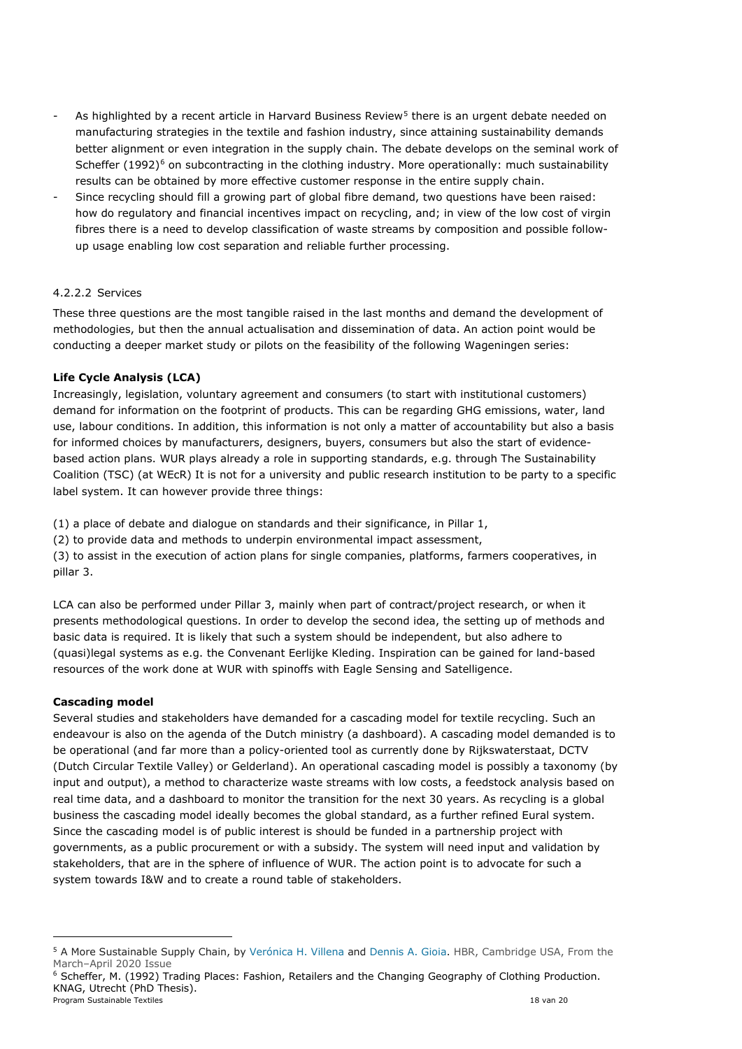- As highlighted by a recent article in Harvard Business Review[5] there is an urgent debate needed on manufacturing strategies in the textile and fashion industry, since attaining sustainability demands better alignment or even integration in the supply chain. The debate develops on the seminal work of Scheffer (1992)[6] on subcontracting in the clothing industry. More operationally: much sustainability results can be obtained by more effective customer response in the entire supply chain.
- Since recycling should fill a growing part of global fibre demand, two questions have been raised: how do regulatory and financial incentives impact on recycling, and; in view of the low cost of virgin fibres there is a need to develop classification of waste streams by composition and possible follow-up usage enabling low cost separation and reliable further processing.

#### 4.2.2.2 Services

These three questions are the most tangible raised in the last months and demand the development of methodologies, but then the annual actualisation and dissemination of data. An action point would be conducting a deeper market study or pilots on the feasibility of the following Wageningen series:

**Life Cycle Analysis (LCA)**

Increasingly, legislation, voluntary agreement and consumers (to start with institutional customers) demand for information on the footprint of products. This can be regarding GHG emissions, water, land use, labour conditions. In addition, this information is not only a matter of accountability but also a basis for informed choices by manufacturers, designers, buyers, consumers but also the start of evidence-based action plans. WUR plays already a role in supporting standards, e.g. through The Sustainability Coalition (TSC) (at WEcR) It is not for a university and public research institution to be party to a specific label system. It can however provide three things:

(1) a place of debate and dialogue on standards and their significance, in Pillar 1,
(2) to provide data and methods to underpin environmental impact assessment,
(3) to assist in the execution of action plans for single companies, platforms, farmers cooperatives, in pillar 3.

LCA can also be performed under Pillar 3, mainly when part of contract/project research, or when it presents methodological questions. In order to develop the second idea, the setting up of methods and basic data is required. It is likely that such a system should be independent, but also adhere to (quasi)legal systems as e.g. the Convenant Eerlijke Kleding. Inspiration can be gained for land-based resources of the work done at WUR with spinoffs with Eagle Sensing and Satelligence.

**Cascading model**

Several studies and stakeholders have demanded for a cascading model for textile recycling. Such an endeavour is also on the agenda of the Dutch ministry (a dashboard). A cascading model demanded is to be operational (and far more than a policy-oriented tool as currently done by Rijkswaterstaat, DCTV (Dutch Circular Textile Valley) or Gelderland). An operational cascading model is possibly a taxonomy (by input and output), a method to characterize waste streams with low costs, a feedstock analysis based on real time data, and a dashboard to monitor the transition for the next 30 years. As recycling is a global business the cascading model ideally becomes the global standard, as a further refined Eural system. Since the cascading model is of public interest is should be funded in a partnership project with governments, as a public procurement or with a subsidy. The system will need input and validation by stakeholders, that are in the sphere of influence of WUR. The action point is to advocate for such a system towards I&W and to create a round table of stakeholders.

---

[5] A More Sustainable Supply Chain, by Verónica H. Villena and Dennis A. Gioia. HBR, Cambridge USA, From the March–April 2020 Issue

[6] Scheffer, M. (1992) Trading Places: Fashion, Retailers and the Changing Geography of Clothing Production. KNAG, Utrecht (PhD Thesis).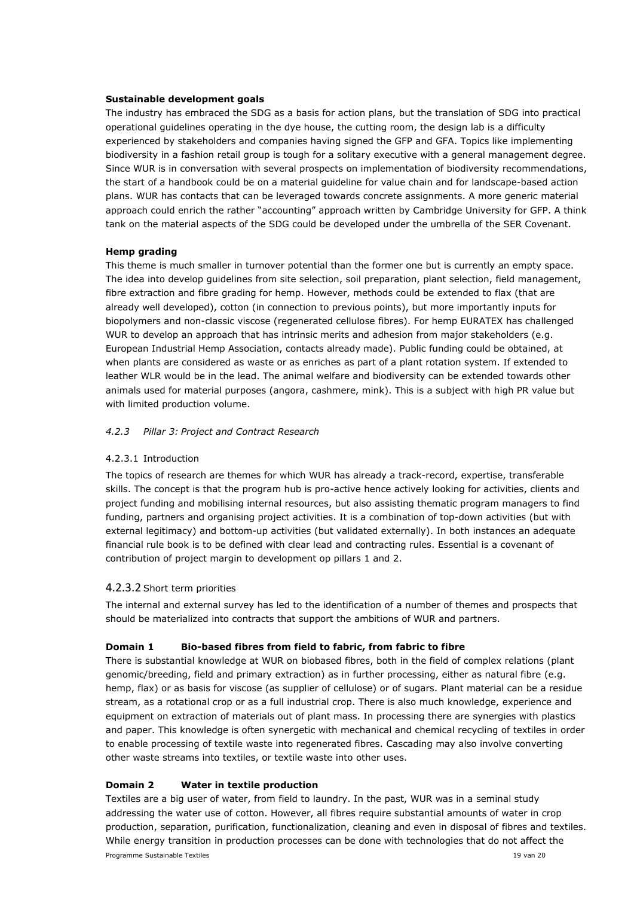**Sustainable development goals**

The industry has embraced the SDG as a basis for action plans, but the translation of SDG into practical operational guidelines operating in the dye house, the cutting room, the design lab is a difficulty experienced by stakeholders and companies having signed the GFP and GFA. Topics like implementing biodiversity in a fashion retail group is tough for a solitary executive with a general management degree. Since WUR is in conversation with several prospects on implementation of biodiversity recommendations, the start of a handbook could be on a material guideline for value chain and for landscape-based action plans. WUR has contacts that can be leveraged towards concrete assignments. A more generic material approach could enrich the rather "accounting" approach written by Cambridge University for GFP. A think tank on the material aspects of the SDG could be developed under the umbrella of the SER Covenant.

**Hemp grading**

This theme is much smaller in turnover potential than the former one but is currently an empty space. The idea into develop guidelines from site selection, soil preparation, plant selection, field management, fibre extraction and fibre grading for hemp. However, methods could be extended to flax (that are already well developed), cotton (in connection to previous points), but more importantly inputs for biopolymers and non-classic viscose (regenerated cellulose fibres). For hemp EURATEX has challenged WUR to develop an approach that has intrinsic merits and adhesion from major stakeholders (e.g. European Industrial Hemp Association, contacts already made). Public funding could be obtained, at when plants are considered as waste or as enriches as part of a plant rotation system. If extended to leather WLR would be in the lead. The animal welfare and biodiversity can be extended towards other animals used for material purposes (angora, cashmere, mink). This is a subject with high PR value but with limited production volume.

### *4.2.3 Pillar 3: Project and Contract Research*

#### 4.2.3.1 Introduction

The topics of research are themes for which WUR has already a track-record, expertise, transferable skills. The concept is that the program hub is pro-active hence actively looking for activities, clients and project funding and mobilising internal resources, but also assisting thematic program managers to find funding, partners and organising project activities. It is a combination of top-down activities (but with external legitimacy) and bottom-up activities (but validated externally). In both instances an adequate financial rule book is to be defined with clear lead and contracting rules. Essential is a covenant of contribution of project margin to development op pillars 1 and 2.

#### 4.2.3.2 Short term priorities

The internal and external survey has led to the identification of a number of themes and prospects that should be materialized into contracts that support the ambitions of WUR and partners.

**Domain 1 Bio-based fibres from field to fabric, from fabric to fibre**

There is substantial knowledge at WUR on biobased fibres, both in the field of complex relations (plant genomic/breeding, field and primary extraction) as in further processing, either as natural fibre (e.g. hemp, flax) or as basis for viscose (as supplier of cellulose) or of sugars. Plant material can be a residue stream, as a rotational crop or as a full industrial crop. There is also much knowledge, experience and equipment on extraction of materials out of plant mass. In processing there are synergies with plastics and paper. This knowledge is often synergetic with mechanical and chemical recycling of textiles in order to enable processing of textile waste into regenerated fibres. Cascading may also involve converting other waste streams into textiles, or textile waste into other uses.

**Domain 2 Water in textile production**

Textiles are a big user of water, from field to laundry. In the past, WUR was in a seminal study addressing the water use of cotton. However, all fibres require substantial amounts of water in crop production, separation, purification, functionalization, cleaning and even in disposal of fibres and textiles. While energy transition in production processes can be done with technologies that do not affect the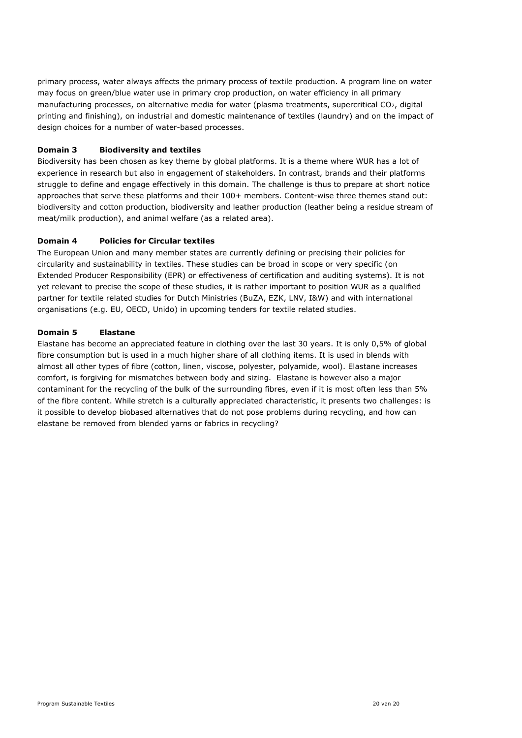primary process, water always affects the primary process of textile production. A program line on water may focus on green/blue water use in primary crop production, on water efficiency in all primary manufacturing processes, on alternative media for water (plasma treatments, supercritical $CO_2$, digital printing and finishing), on industrial and domestic maintenance of textiles (laundry) and on the impact of design choices for a number of water-based processes.

**Domain 3 Biodiversity and textiles**

Biodiversity has been chosen as key theme by global platforms. It is a theme where WUR has a lot of experience in research but also in engagement of stakeholders. In contrast, brands and their platforms struggle to define and engage effectively in this domain. The challenge is thus to prepare at short notice approaches that serve these platforms and their 100+ members. Content-wise three themes stand out: biodiversity and cotton production, biodiversity and leather production (leather being a residue stream of meat/milk production), and animal welfare (as a related area).

**Domain 4 Policies for Circular textiles**

The European Union and many member states are currently defining or precising their policies for circularity and sustainability in textiles. These studies can be broad in scope or very specific (on Extended Producer Responsibility (EPR) or effectiveness of certification and auditing systems). It is not yet relevant to precise the scope of these studies, it is rather important to position WUR as a qualified partner for textile related studies for Dutch Ministries (BuZA, EZK, LNV, I&W) and with international organisations (e.g. EU, OECD, Unido) in upcoming tenders for textile related studies.

**Domain 5 Elastane**

Elastane has become an appreciated feature in clothing over the last 30 years. It is only 0,5% of global fibre consumption but is used in a much higher share of all clothing items. It is used in blends with almost all other types of fibre (cotton, linen, viscose, polyester, polyamide, wool). Elastane increases comfort, is forgiving for mismatches between body and sizing. Elastane is however also a major contaminant for the recycling of the bulk of the surrounding fibres, even if it is most often less than 5% of the fibre content. While stretch is a culturally appreciated characteristic, it presents two challenges: is it possible to develop biobased alternatives that do not pose problems during recycling, and how can elastane be removed from blended yarns or fabrics in recycling?